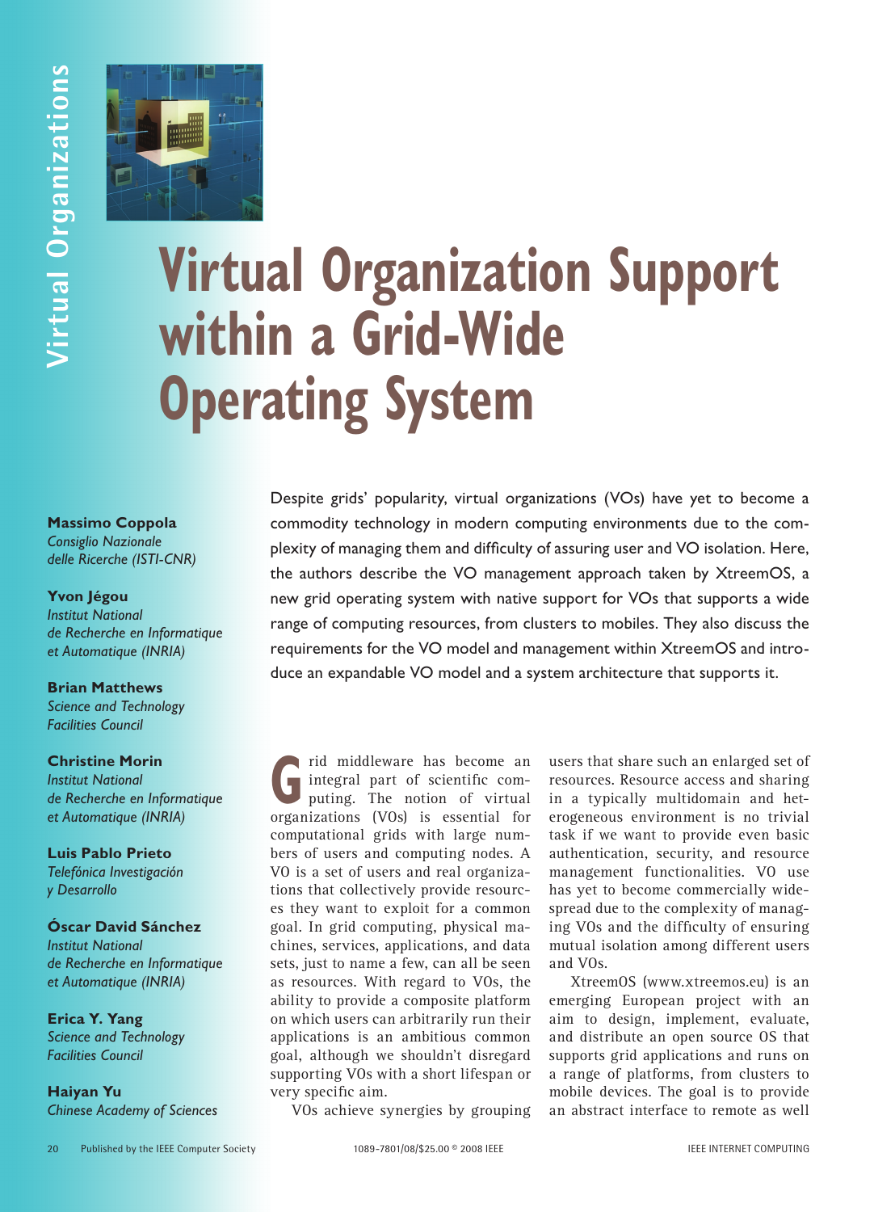# Virtual Organization Support within a Grid-Wide Operating System

**Massimo Coppola**
*Consiglio Nazionale delle Ricerche (ISTI-CNR)*

**Yvon Jégou**
*Institut National de Recherche en Informatique et Automatique (INRIA)*

**Brian Matthews**
*Science and Technology Facilities Council*

**Christine Morin**
*Institut National de Recherche en Informatique et Automatique (INRIA)*

**Luis Pablo Prieto**
*Telefónica Investigación y Desarrollo*

**Óscar David Sánchez**
*Institut National de Recherche en Informatique et Automatique (INRIA)*

**Erica Y. Yang**
*Science and Technology Facilities Council*

**Haiyan Yu**
*Chinese Academy of Sciences*

Despite grids' popularity, virtual organizations (VOs) have yet to become a commodity technology in modern computing environments due to the complexity of managing them and difficulty of assuring user and VO isolation. Here, the authors describe the VO management approach taken by XtreemOS, a new grid operating system with native support for VOs that supports a wide range of computing resources, from clusters to mobiles. They also discuss the requirements for the VO model and management within XtreemOS and introduce an expandable VO model and a system architecture that supports it.

Grid middleware has become an integral part of scientific computing. The notion of virtual organizations (VOs) is essential for computational grids with large numbers of users and computing nodes. A VO is a set of users and real organizations that collectively provide resources they want to exploit for a common goal. In grid computing, physical machines, services, applications, and data sets, just to name a few, can all be seen as resources. With regard to VOs, the ability to provide a composite platform on which users can arbitrarily run their applications is an ambitious common goal, although we shouldn't disregard supporting VOs with a short lifespan or very specific aim.

VOs achieve synergies by grouping users that share such an enlarged set of resources. Resource access and sharing in a typically multidomain and heterogeneous environment is no trivial task if we want to provide even basic authentication, security, and resource management functionalities. VO use has yet to become commercially widespread due to the complexity of managing VOs and the difficulty of ensuring mutual isolation among different users and VOs.

XtreemOS (www.xtreemos.eu) is an emerging European project with an aim to design, implement, evaluate, and distribute an open source OS that supports grid applications and runs on a range of platforms, from clusters to mobile devices. The goal is to provide an abstract interface to remote as well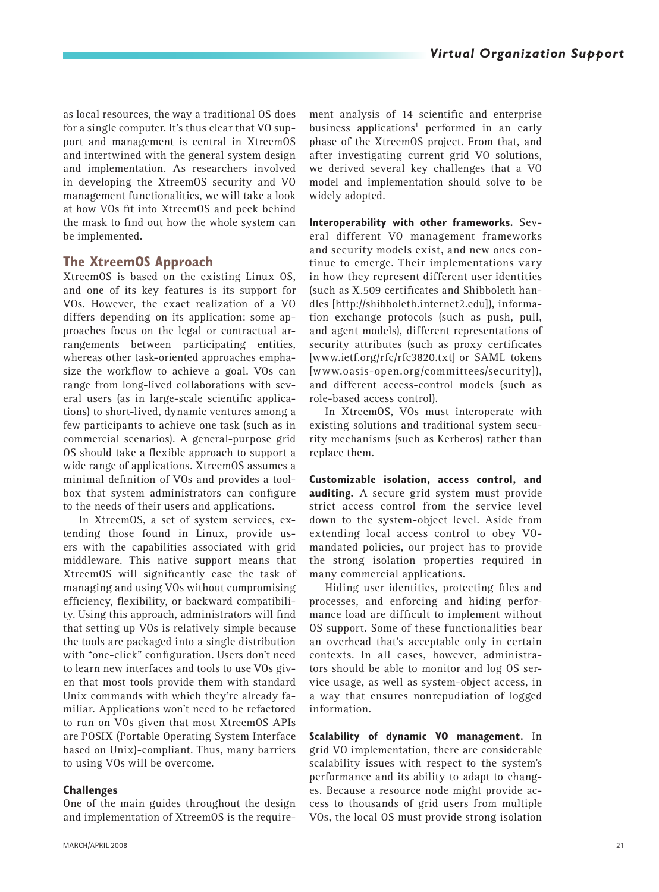as local resources, the way a traditional OS does for a single computer. It's thus clear that VO support and management is central in XtreemOS and intertwined with the general system design and implementation. As researchers involved in developing the XtreemOS security and VO management functionalities, we will take a look at how VOs fit into XtreemOS and peek behind the mask to find out how the whole system can be implemented.

## The XtreemOS Approach

XtreemOS is based on the existing Linux OS, and one of its key features is its support for VOs. However, the exact realization of a VO differs depending on its application: some approaches focus on the legal or contractual arrangements between participating entities, whereas other task-oriented approaches emphasize the workflow to achieve a goal. VOs can range from long-lived collaborations with several users (as in large-scale scientific applications) to short-lived, dynamic ventures among a few participants to achieve one task (such as in commercial scenarios). A general-purpose grid OS should take a flexible approach to support a wide range of applications. XtreemOS assumes a minimal definition of VOs and provides a toolbox that system administrators can configure to the needs of their users and applications.

In XtreemOS, a set of system services, extending those found in Linux, provide users with the capabilities associated with grid middleware. This native support means that XtreemOS will significantly ease the task of managing and using VOs without compromising efficiency, flexibility, or backward compatibility. Using this approach, administrators will find that setting up VOs is relatively simple because the tools are packaged into a single distribution with "one-click" configuration. Users don't need to learn new interfaces and tools to use VOs given that most tools provide them with standard Unix commands with which they're already familiar. Applications won't need to be refactored to run on VOs given that most XtreemOS APIs are POSIX (Portable Operating System Interface based on Unix)-compliant. Thus, many barriers to using VOs will be overcome.

### Challenges

One of the main guides throughout the design and implementation of XtreemOS is the requirement analysis of 14 scientific and enterprise business applications[1] performed in an early phase of the XtreemOS project. From that, and after investigating current grid VO solutions, we derived several key challenges that a VO model and implementation should solve to be widely adopted.

**Interoperability with other frameworks.** Several different VO management frameworks and security models exist, and new ones continue to emerge. Their implementations vary in how they represent different user identities (such as X.509 certificates and Shibboleth handles [http://shibboleth.internet2.edu]), information exchange protocols (such as push, pull, and agent models), different representations of security attributes (such as proxy certificates [www.ietf.org/rfc/rfc3820.txt] or SAML tokens [www.oasis-open.org/committees/security]), and different access-control models (such as role-based access control).

In XtreemOS, VOs must interoperate with existing solutions and traditional system security mechanisms (such as Kerberos) rather than replace them.

**Customizable isolation, access control, and auditing.** A secure grid system must provide strict access control from the service level down to the system-object level. Aside from extending local access control to obey VO-mandated policies, our project has to provide the strong isolation properties required in many commercial applications.

Hiding user identities, protecting files and processes, and enforcing and hiding performance load are difficult to implement without OS support. Some of these functionalities bear an overhead that's acceptable only in certain contexts. In all cases, however, administrators should be able to monitor and log OS service usage, as well as system-object access, in a way that ensures nonrepudiation of logged information.

**Scalability of dynamic VO management.** In grid VO implementation, there are considerable scalability issues with respect to the system's performance and its ability to adapt to changes. Because a resource node might provide access to thousands of grid users from multiple VOs, the local OS must provide strong isolation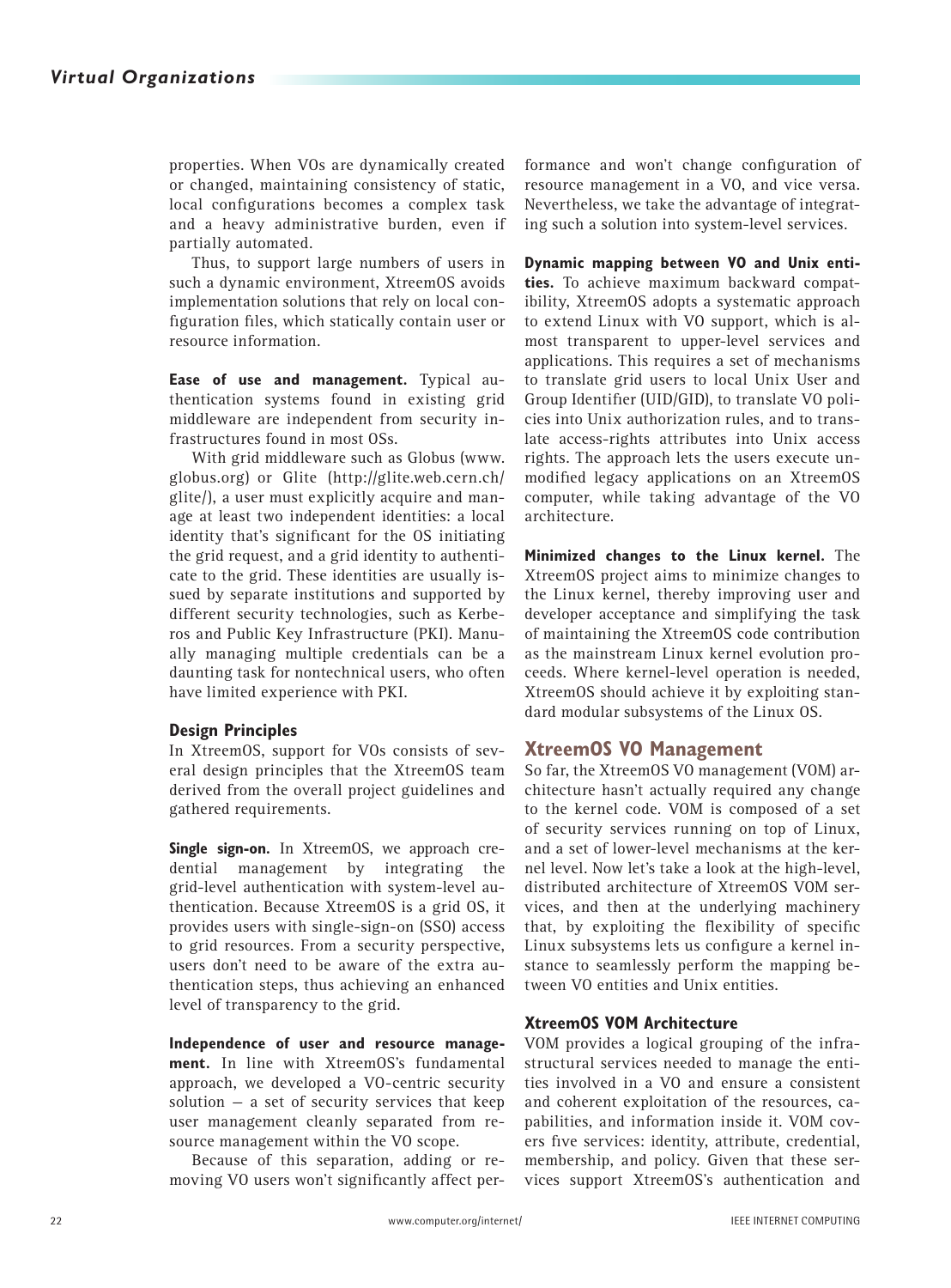properties. When VOs are dynamically created or changed, maintaining consistency of static, local configurations becomes a complex task and a heavy administrative burden, even if partially automated.

Thus, to support large numbers of users in such a dynamic environment, XtreemOS avoids implementation solutions that rely on local configuration files, which statically contain user or resource information.

**Ease of use and management.** Typical authentication systems found in existing grid middleware are independent from security infrastructures found in most OSs.

With grid middleware such as Globus (www.globus.org) or Glite (http://glite.web.cern.ch/glite/), a user must explicitly acquire and manage at least two independent identities: a local identity that's significant for the OS initiating the grid request, and a grid identity to authenticate to the grid. These identities are usually issued by separate institutions and supported by different security technologies, such as Kerberos and Public Key Infrastructure (PKI). Manually managing multiple credentials can be a daunting task for nontechnical users, who often have limited experience with PKI.

### Design Principles

In XtreemOS, support for VOs consists of several design principles that the XtreemOS team derived from the overall project guidelines and gathered requirements.

**Single sign-on.** In XtreemOS, we approach credential management by integrating the grid-level authentication with system-level authentication. Because XtreemOS is a grid OS, it provides users with single-sign-on (SSO) access to grid resources. From a security perspective, users don't need to be aware of the extra authentication steps, thus achieving an enhanced level of transparency to the grid.

**Independence of user and resource management.** In line with XtreemOS's fundamental approach, we developed a VO-centric security solution — a set of security services that keep user management cleanly separated from resource management within the VO scope.

Because of this separation, adding or removing VO users won't significantly affect performance and won't change configuration of resource management in a VO, and vice versa. Nevertheless, we take the advantage of integrating such a solution into system-level services.

**Dynamic mapping between VO and Unix entities.** To achieve maximum backward compatibility, XtreemOS adopts a systematic approach to extend Linux with VO support, which is almost transparent to upper-level services and applications. This requires a set of mechanisms to translate grid users to local Unix User and Group Identifier (UID/GID), to translate VO policies into Unix authorization rules, and to translate access-rights attributes into Unix access rights. The approach lets the users execute unmodified legacy applications on an XtreemOS computer, while taking advantage of the VO architecture.

**Minimized changes to the Linux kernel.** The XtreemOS project aims to minimize changes to the Linux kernel, thereby improving user and developer acceptance and simplifying the task of maintaining the XtreemOS code contribution as the mainstream Linux kernel evolution proceeds. Where kernel-level operation is needed, XtreemOS should achieve it by exploiting standard modular subsystems of the Linux OS.

## XtreemOS VO Management

So far, the XtreemOS VO management (VOM) architecture hasn't actually required any change to the kernel code. VOM is composed of a set of security services running on top of Linux, and a set of lower-level mechanisms at the kernel level. Now let's take a look at the high-level, distributed architecture of XtreemOS VOM services, and then at the underlying machinery that, by exploiting the flexibility of specific Linux subsystems lets us configure a kernel instance to seamlessly perform the mapping between VO entities and Unix entities.

### XtreemOS VOM Architecture

VOM provides a logical grouping of the infrastructural services needed to manage the entities involved in a VO and ensure a consistent and coherent exploitation of the resources, capabilities, and information inside it. VOM covers five services: identity, attribute, credential, membership, and policy. Given that these services support XtreemOS's authentication and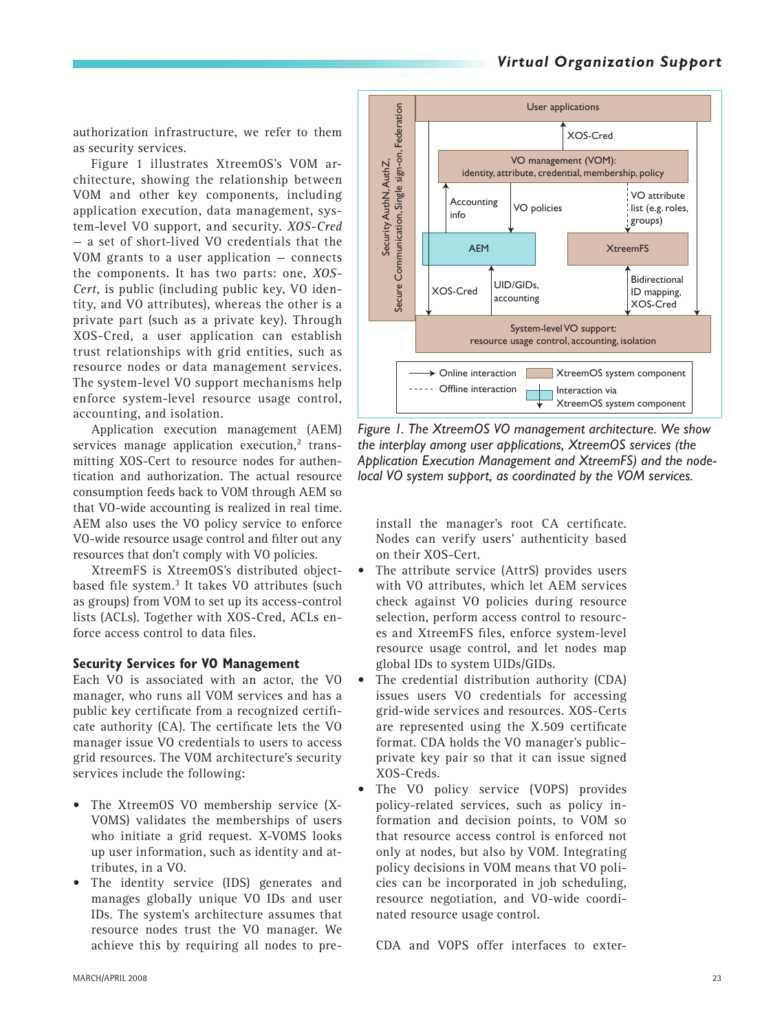authorization infrastructure, we refer to them as security services.

Figure 1 illustrates XtreemOS's VOM architecture, showing the relationship between VOM and other key components, including application execution, data management, system-level VO support, and security. *XOS-Cred* — a set of short-lived VO credentials that the VOM grants to a user application — connects the components. It has two parts: one, *XOS-Cert*, is public (including public key, VO identity, and VO attributes), whereas the other is a private part (such as a private key). Through XOS-Cred, a user application can establish trust relationships with grid entities, such as resource nodes or data management services. The system-level VO support mechanisms help enforce system-level resource usage control, accounting, and isolation.

Application execution management (AEM) services manage application execution,[2] transmitting XOS-Cert to resource nodes for authentication and authorization. The actual resource consumption feeds back to VOM through AEM so that VO-wide accounting is realized in real time. AEM also uses the VO policy service to enforce VO-wide resource usage control and filter out any resources that don't comply with VO policies.

XtreemFS is XtreemOS's distributed object-based file system.[3] It takes VO attributes (such as groups) from VOM to set up its access-control lists (ACLs). Together with XOS-Cred, ACLs enforce access control to data files.

*Figure 1. The XtreemOS VO management architecture. We show the interplay among user applications, XtreemOS services (the Application Execution Management and XtreemFS) and the node-local VO system support, as coordinated by the VOM services.*

### Security Services for VO Management

Each VO is associated with an actor, the VO manager, who runs all VOM services and has a public key certificate from a recognized certificate authority (CA). The certificate lets the VO manager issue VO credentials to users to access grid resources. The VOM architecture's security services include the following:

- The XtreemOS VO membership service (X-VOMS) validates the memberships of users who initiate a grid request. X-VOMS looks up user information, such as identity and attributes, in a VO.
- The identity service (IDS) generates and manages globally unique VO IDs and user IDs. The system's architecture assumes that resource nodes trust the VO manager. We achieve this by requiring all nodes to preinstall the manager's root CA certificate. Nodes can verify users' authenticity based on their XOS-Cert.
- The attribute service (AttrS) provides users with VO attributes, which let AEM services check against VO policies during resource selection, perform access control to resources and XtreemFS files, enforce system-level resource usage control, and let nodes map global IDs to system UIDs/GIDs.
- The credential distribution authority (CDA) issues users VO credentials for accessing grid-wide services and resources. XOS-Certs are represented using the X.509 certificate format. CDA holds the VO manager's public–private key pair so that it can issue signed XOS-Creds.
- The VO policy service (VOPS) provides policy-related services, such as policy information and decision points, to VOM so that resource access control is enforced not only at nodes, but also by VOM. Integrating policy decisions in VOM means that VO policies can be incorporated in job scheduling, resource negotiation, and VO-wide coordinated resource usage control.

CDA and VOPS offer interfaces to exter-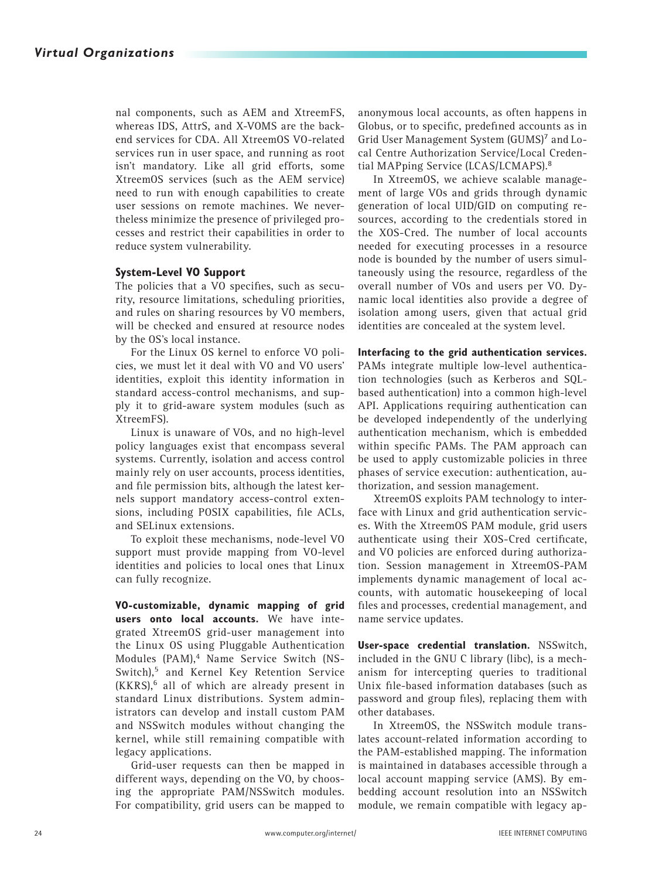nal components, such as AEM and XtreemFS, whereas IDS, AttrS, and X-VOMS are the backend services for CDA. All XtreemOS VO-related services run in user space, and running as root isn't mandatory. Like all grid efforts, some XtreemOS services (such as the AEM service) need to run with enough capabilities to create user sessions on remote machines. We nevertheless minimize the presence of privileged processes and restrict their capabilities in order to reduce system vulnerability.

### System-Level VO Support

The policies that a VO specifies, such as security, resource limitations, scheduling priorities, and rules on sharing resources by VO members, will be checked and ensured at resource nodes by the OS's local instance.

For the Linux OS kernel to enforce VO policies, we must let it deal with VO and VO users' identities, exploit this identity information in standard access-control mechanisms, and supply it to grid-aware system modules (such as XtreemFS).

Linux is unaware of VOs, and no high-level policy languages exist that encompass several systems. Currently, isolation and access control mainly rely on user accounts, process identities, and file permission bits, although the latest kernels support mandatory access-control extensions, including POSIX capabilities, file ACLs, and SELinux extensions.

To exploit these mechanisms, node-level VO support must provide mapping from VO-level identities and policies to local ones that Linux can fully recognize.

**VO-customizable, dynamic mapping of grid users onto local accounts.** We have integrated XtreemOS grid-user management into the Linux OS using Pluggable Authentication Modules (PAM),[4] Name Service Switch (NSSwitch),[5] and Kernel Key Retention Service (KKRS),[6] all of which are already present in standard Linux distributions. System administrators can develop and install custom PAM and NSSwitch modules without changing the kernel, while still remaining compatible with legacy applications.

Grid-user requests can then be mapped in different ways, depending on the VO, by choosing the appropriate PAM/NSSwitch modules. For compatibility, grid users can be mapped to anonymous local accounts, as often happens in Globus, or to specific, predefined accounts as in Grid User Management System (GUMS)[7] and Local Centre Authorization Service/Local Credential MAPping Service (LCAS/LCMAPS).[8]

In XtreemOS, we achieve scalable management of large VOs and grids through dynamic generation of local UID/GID on computing resources, according to the credentials stored in the XOS-Cred. The number of local accounts needed for executing processes in a resource node is bounded by the number of users simultaneously using the resource, regardless of the overall number of VOs and users per VO. Dynamic local identities also provide a degree of isolation among users, given that actual grid identities are concealed at the system level.

**Interfacing to the grid authentication services.** PAMs integrate multiple low-level authentication technologies (such as Kerberos and SQL-based authentication) into a common high-level API. Applications requiring authentication can be developed independently of the underlying authentication mechanism, which is embedded within specific PAMs. The PAM approach can be used to apply customizable policies in three phases of service execution: authentication, authorization, and session management.

XtreemOS exploits PAM technology to interface with Linux and grid authentication services. With the XtreemOS PAM module, grid users authenticate using their XOS-Cred certificate, and VO policies are enforced during authorization. Session management in XtreemOS-PAM implements dynamic management of local accounts, with automatic housekeeping of local files and processes, credential management, and name service updates.

**User-space credential translation.** NSSwitch, included in the GNU C library (libc), is a mechanism for intercepting queries to traditional Unix file-based information databases (such as password and group files), replacing them with other databases.

In XtreemOS, the NSSwitch module translates account-related information according to the PAM-established mapping. The information is maintained in databases accessible through a local account mapping service (AMS). By embedding account resolution into an NSSwitch module, we remain compatible with legacy ap-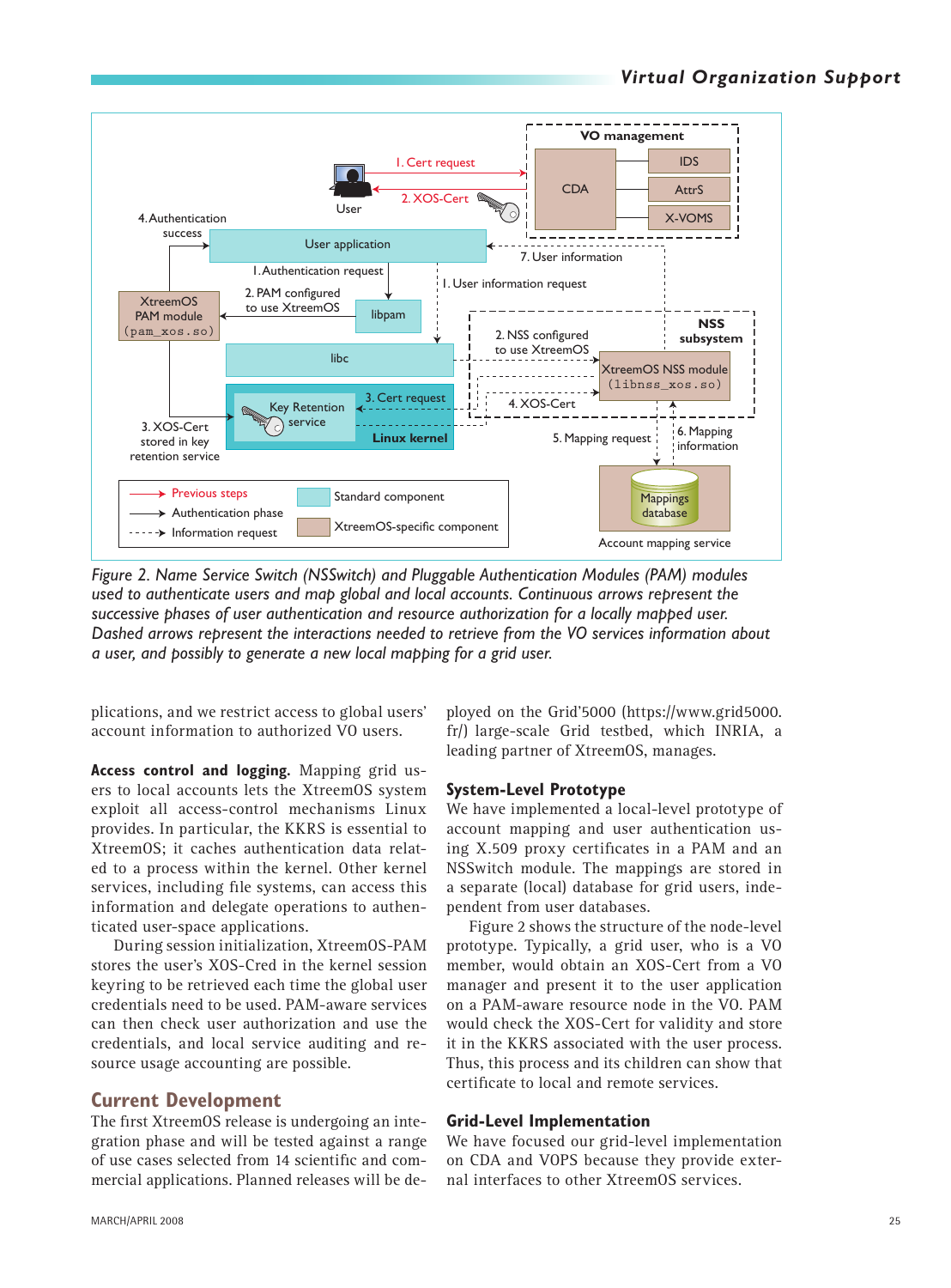VO management

IDS

CDA

AttrS

X-VOMS

1. Cert request

2. XOS-Cert

User

4. Authentication success

User application

7. User information

1. Authentication request

1. User information request

XtreemOS PAM module (pam_xos.so)

2. PAM configured to use XtreemOS

libpam

NSS subsystem

2. NSS configured to use XtreemOS

libc

XtreemOS NSS module (libnss_xos.so)

3. Cert request

Key Retention service

4. XOS-Cert

3. XOS-Cert stored in key retention service

Linux kernel

5. Mapping request

6. Mapping information

Previous steps

Authentication phase

Information request

Standard component

XtreemOS-specific component

Mappings database

Account mapping service

*Figure 2. Name Service Switch (NSSwitch) and Pluggable Authentication Modules (PAM) modules used to authenticate users and map global and local accounts. Continuous arrows represent the successive phases of user authentication and resource authorization for a locally mapped user. Dashed arrows represent the interactions needed to retrieve from the VO services information about a user, and possibly to generate a new local mapping for a grid user.*

plications, and we restrict access to global users' account information to authorized VO users.

**Access control and logging.** Mapping grid users to local accounts lets the XtreemOS system exploit all access-control mechanisms Linux provides. In particular, the KKRS is essential to XtreemOS; it caches authentication data related to a process within the kernel. Other kernel services, including file systems, can access this information and delegate operations to authenticated user-space applications.

During session initialization, XtreemOS-PAM stores the user's XOS-Cred in the kernel session keyring to be retrieved each time the global user credentials need to be used. PAM-aware services can then check user authorization and use the credentials, and local service auditing and resource usage accounting are possible.

## Current Development

The first XtreemOS release is undergoing an integration phase and will be tested against a range of use cases selected from 14 scientific and commercial applications. Planned releases will be deployed on the Grid'5000 (https://www.grid5000.fr/) large-scale Grid testbed, which INRIA, a leading partner of XtreemOS, manages.

### System-Level Prototype

We have implemented a local-level prototype of account mapping and user authentication using X.509 proxy certificates in a PAM and an NSSwitch module. The mappings are stored in a separate (local) database for grid users, independent from user databases.

Figure 2 shows the structure of the node-level prototype. Typically, a grid user, who is a VO member, would obtain an XOS-Cert from a VO manager and present it to the user application on a PAM-aware resource node in the VO. PAM would check the XOS-Cert for validity and store it in the KKRS associated with the user process. Thus, this process and its children can show that certificate to local and remote services.

### Grid-Level Implementation

We have focused our grid-level implementation on CDA and VOPS because they provide external interfaces to other XtreemOS services.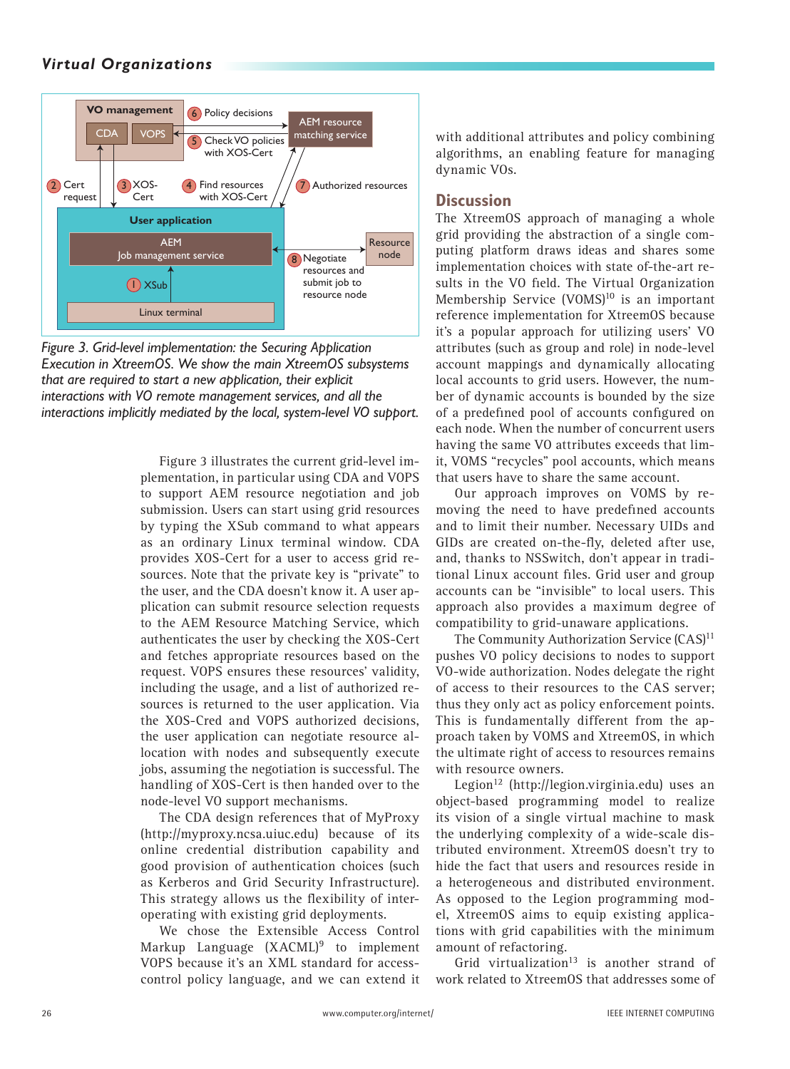VO management

CDA

VOPS

6 Policy decisions

AEM resource matching service

5 Check VO policies with XOS-Cert

2 Cert request

3 XOS-Cert

4 Find resources with XOS-Cert

7 Authorized resources

User application

AEM

Job management service

Resource node

8 Negotiate resources and submit job to resource node

1 XSub

Linux terminal

*Figure 3. Grid-level implementation: the Securing Application Execution in XtreemOS. We show the main XtreemOS subsystems that are required to start a new application, their explicit interactions with VO remote management services, and all the interactions implicitly mediated by the local, system-level VO support.*

Figure 3 illustrates the current grid-level implementation, in particular using CDA and VOPS to support AEM resource negotiation and job submission. Users can start using grid resources by typing the XSub command to what appears as an ordinary Linux terminal window. CDA provides XOS-Cert for a user to access grid resources. Note that the private key is "private" to the user, and the CDA doesn't know it. A user application can submit resource selection requests to the AEM Resource Matching Service, which authenticates the user by checking the XOS-Cert and fetches appropriate resources based on the request. VOPS ensures these resources' validity, including the usage, and a list of authorized resources is returned to the user application. Via the XOS-Cred and VOPS authorized decisions, the user application can negotiate resource allocation with nodes and subsequently execute jobs, assuming the negotiation is successful. The handling of XOS-Cert is then handed over to the node-level VO support mechanisms.

The CDA design references that of MyProxy (http://myproxy.ncsa.uiuc.edu) because of its online credential distribution capability and good provision of authentication choices (such as Kerberos and Grid Security Infrastructure). This strategy allows us the flexibility of interoperating with existing grid deployments.

We chose the Extensible Access Control Markup Language (XACML)[9] to implement VOPS because it's an XML standard for access-control policy language, and we can extend it with additional attributes and policy combining algorithms, an enabling feature for managing dynamic VOs.

## Discussion

The XtreemOS approach of managing a whole grid providing the abstraction of a single computing platform draws ideas and shares some implementation choices with state of-the-art results in the VO field. The Virtual Organization Membership Service (VOMS)[10] is an important reference implementation for XtreemOS because it's a popular approach for utilizing users' VO attributes (such as group and role) in node-level account mappings and dynamically allocating local accounts to grid users. However, the number of dynamic accounts is bounded by the size of a predefined pool of accounts configured on each node. When the number of concurrent users having the same VO attributes exceeds that limit, VOMS "recycles" pool accounts, which means that users have to share the same account.

Our approach improves on VOMS by removing the need to have predefined accounts and to limit their number. Necessary UIDs and GIDs are created on-the-fly, deleted after use, and, thanks to NSSwitch, don't appear in traditional Linux account files. Grid user and group accounts can be "invisible" to local users. This approach also provides a maximum degree of compatibility to grid-unaware applications.

The Community Authorization Service (CAS)[11] pushes VO policy decisions to nodes to support VO-wide authorization. Nodes delegate the right of access to their resources to the CAS server; thus they only act as policy enforcement points. This is fundamentally different from the approach taken by VOMS and XtreemOS, in which the ultimate right of access to resources remains with resource owners.

Legion[12] (http://legion.virginia.edu) uses an object-based programming model to realize its vision of a single virtual machine to mask the underlying complexity of a wide-scale distributed environment. XtreemOS doesn't try to hide the fact that users and resources reside in a heterogeneous and distributed environment. As opposed to the Legion programming model, XtreemOS aims to equip existing applications with grid capabilities with the minimum amount of refactoring.

Grid virtualization[13] is another strand of work related to XtreemOS that addresses some of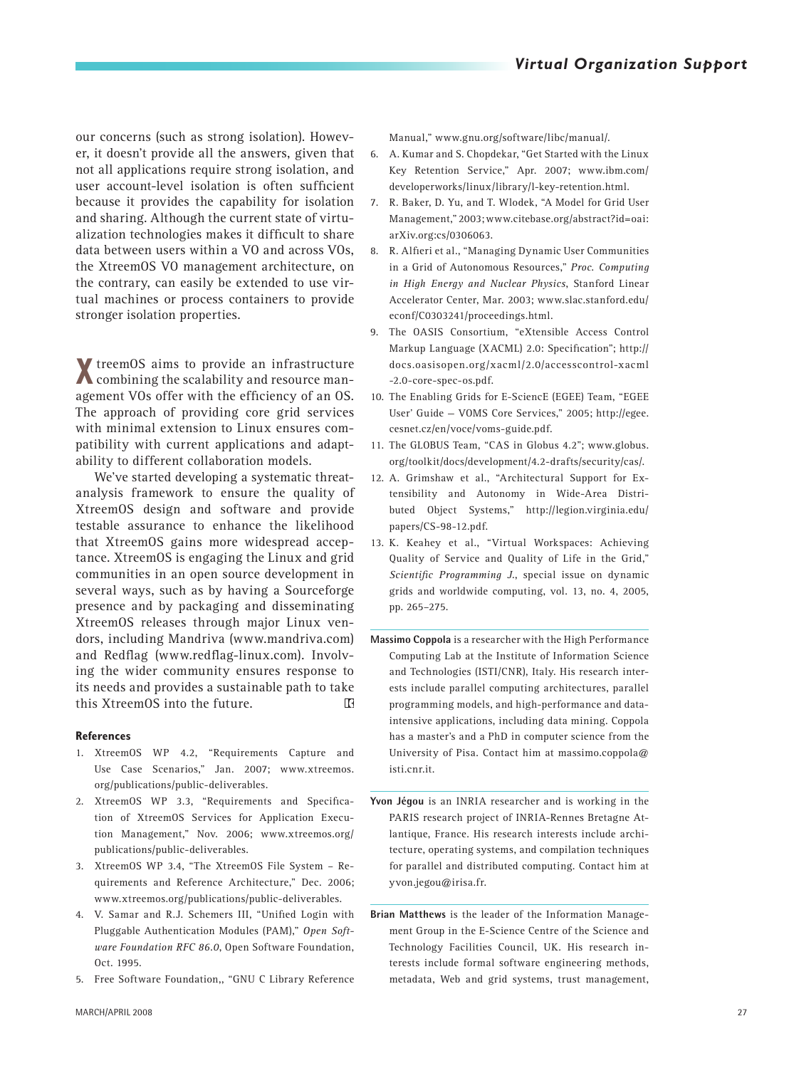our concerns (such as strong isolation). However, it doesn't provide all the answers, given that not all applications require strong isolation, and user account-level isolation is often sufficient because it provides the capability for isolation and sharing. Although the current state of virtualization technologies makes it difficult to share data between users within a VO and across VOs, the XtreemOS VO management architecture, on the contrary, can easily be extended to use virtual machines or process containers to provide stronger isolation properties.

XtreemOS aims to provide an infrastructure combining the scalability and resource management VOs offer with the efficiency of an OS. The approach of providing core grid services with minimal extension to Linux ensures compatibility with current applications and adaptability to different collaboration models.

We've started developing a systematic threat-analysis framework to ensure the quality of XtreemOS design and software and provide testable assurance to enhance the likelihood that XtreemOS gains more widespread acceptance. XtreemOS is engaging the Linux and grid communities in an open source development in several ways, such as by having a Sourceforge presence and by packaging and disseminating XtreemOS releases through major Linux vendors, including Mandriva (www.mandriva.com) and Redflag (www.redflag-linux.com). Involving the wider community ensures response to its needs and provides a sustainable path to take this XtreemOS into the future.

### References

1. XtreemOS WP 4.2, "Requirements Capture and Use Case Scenarios," Jan. 2007; www.xtreemos.org/publications/public-deliverables.
2. XtreemOS WP 3.3, "Requirements and Specification of XtreemOS Services for Application Execution Management," Nov. 2006; www.xtreemos.org/publications/public-deliverables.
3. XtreemOS WP 3.4, "The XtreemOS File System – Requirements and Reference Architecture," Dec. 2006; www.xtreemos.org/publications/public-deliverables.
4. V. Samar and R.J. Schemers III, "Unified Login with Pluggable Authentication Modules (PAM)," *Open Software Foundation RFC 86.0*, Open Software Foundation, Oct. 1995.
5. Free Software Foundation,, "GNU C Library Reference Manual," www.gnu.org/software/libc/manual/.
6. A. Kumar and S. Chopdekar, "Get Started with the Linux Key Retention Service," Apr. 2007; www.ibm.com/developerworks/linux/library/l-key-retention.html.
7. R. Baker, D. Yu, and T. Wlodek, "A Model for Grid User Management," 2003; www.citebase.org/abstract?id=oai:arXiv.org:cs/0306063.
8. R. Alfieri et al., "Managing Dynamic User Communities in a Grid of Autonomous Resources," *Proc. Computing in High Energy and Nuclear Physics*, Stanford Linear Accelerator Center, Mar. 2003; www.slac.stanford.edu/econf/C0303241/proceedings.html.
9. The OASIS Consortium, "eXtensible Access Control Markup Language (XACML) 2.0: Specification"; http://docs.oasisopen.org/xacml/2.0/accesscontrol-xacml-2.0-core-spec-os.pdf.
10. The Enabling Grids for E-SciencE (EGEE) Team, "EGEE User' Guide — VOMS Core Services," 2005; http://egee.cesnet.cz/en/voce/voms-guide.pdf.
11. The GLOBUS Team, "CAS in Globus 4.2"; www.globus.org/toolkit/docs/development/4.2-drafts/security/cas/.
12. A. Grimshaw et al., "Architectural Support for Extensibility and Autonomy in Wide-Area Distributed Object Systems," http://legion.virginia.edu/papers/CS-98-12.pdf.
13. K. Keahey et al., "Virtual Workspaces: Achieving Quality of Service and Quality of Life in the Grid," *Scientific Programming J.*, special issue on dynamic grids and worldwide computing, vol. 13, no. 4, 2005, pp. 265–275.

**Massimo Coppola** is a researcher with the High Performance Computing Lab at the Institute of Information Science and Technologies (ISTI/CNR), Italy. His research interests include parallel computing architectures, parallel programming models, and high-performance and data-intensive applications, including data mining. Coppola has a master's and a PhD in computer science from the University of Pisa. Contact him at massimo.coppola@isti.cnr.it.

**Yvon Jégou** is an INRIA researcher and is working in the PARIS research project of INRIA-Rennes Bretagne Atlantique, France. His research interests include architecture, operating systems, and compilation techniques for parallel and distributed computing. Contact him at yvon.jegou@irisa.fr.

**Brian Matthews** is the leader of the Information Management Group in the E-Science Centre of the Science and Technology Facilities Council, UK. His research interests include formal software engineering methods, metadata, Web and grid systems, trust management,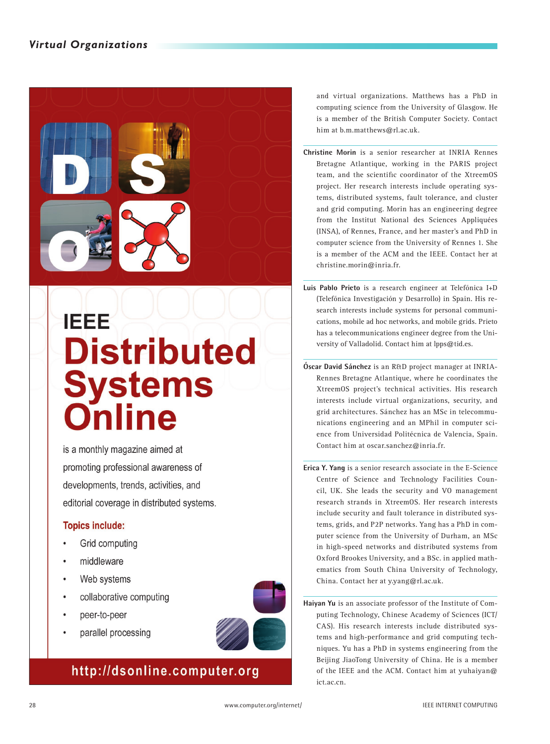IEEE

# Distributed Systems Online

is a monthly magazine aimed at promoting professional awareness of developments, trends, activities, and editorial coverage in distributed systems.

**Topics include:**

- Grid computing
- middleware
- Web systems
- collaborative computing
- peer-to-peer
- parallel processing

**http://dsonline.computer.org**

and virtual organizations. Matthews has a PhD in computing science from the University of Glasgow. He is a member of the British Computer Society. Contact him at b.m.matthews@rl.ac.uk.

**Christine Morin** is a senior researcher at INRIA Rennes Bretagne Atlantique, working in the PARIS project team, and the scientific coordinator of the XtreemOS project. Her research interests include operating systems, distributed systems, fault tolerance, and cluster and grid computing. Morin has an engineering degree from the Institut National des Sciences Appliquées (INSA), of Rennes, France, and her master's and PhD in computer science from the University of Rennes 1. She is a member of the ACM and the IEEE. Contact her at christine.morin@inria.fr.

**Luis Pablo Prieto** is a research engineer at Telefónica I+D (Telefónica Investigación y Desarrollo) in Spain. His research interests include systems for personal communications, mobile ad hoc networks, and mobile grids. Prieto has a telecommunications engineer degree from the University of Valladolid. Contact him at lpps@tid.es.

**Óscar David Sánchez** is an R&D project manager at INRIA-Rennes Bretagne Atlantique, where he coordinates the XtreemOS project's technical activities. His research interests include virtual organizations, security, and grid architectures. Sánchez has an MSc in telecommunications engineering and an MPhil in computer science from Universidad Politécnica de Valencia, Spain. Contact him at oscar.sanchez@inria.fr.

**Erica Y. Yang** is a senior research associate in the E-Science Centre of Science and Technology Facilities Council, UK. She leads the security and VO management research strands in XtreemOS. Her research interests include security and fault tolerance in distributed systems, grids, and P2P networks. Yang has a PhD in computer science from the University of Durham, an MSc in high-speed networks and distributed systems from Oxford Brookes University, and a BSc. in applied mathematics from South China University of Technology, China. Contact her at y.yang@rl.ac.uk.

**Haiyan Yu** is an associate professor of the Institute of Computing Technology, Chinese Academy of Sciences (ICT/CAS). His research interests include distributed systems and high-performance and grid computing techniques. Yu has a PhD in systems engineering from the Beijing JiaoTong University of China. He is a member of the IEEE and the ACM. Contact him at yuhaiyan@ict.ac.cn.